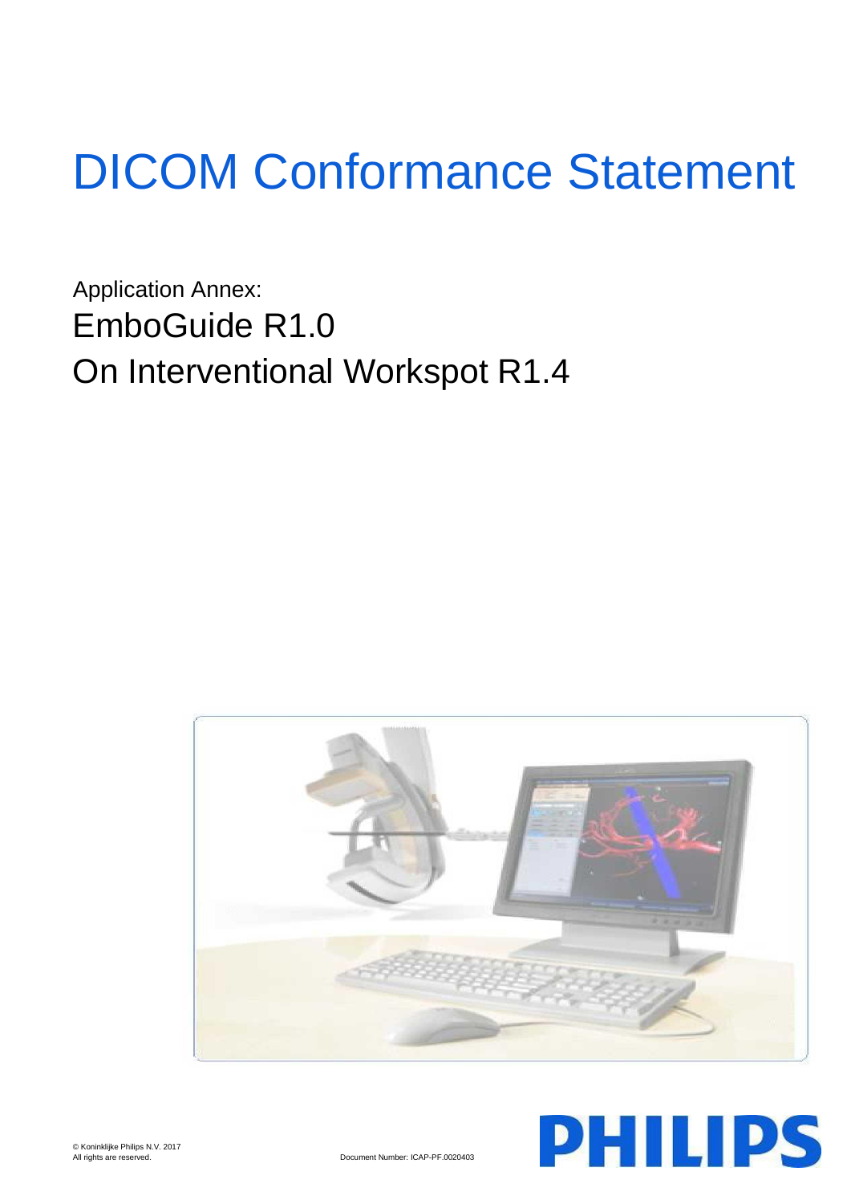# DICOM Conformance Statement

Application Annex:

## EmboGuide R1.0

## On Interventional Workspot R1.4

© Koninklijke Philips N.V. 2017
All rights are reserved.

Document Number: ICAP-PF.0020403

PHILIPS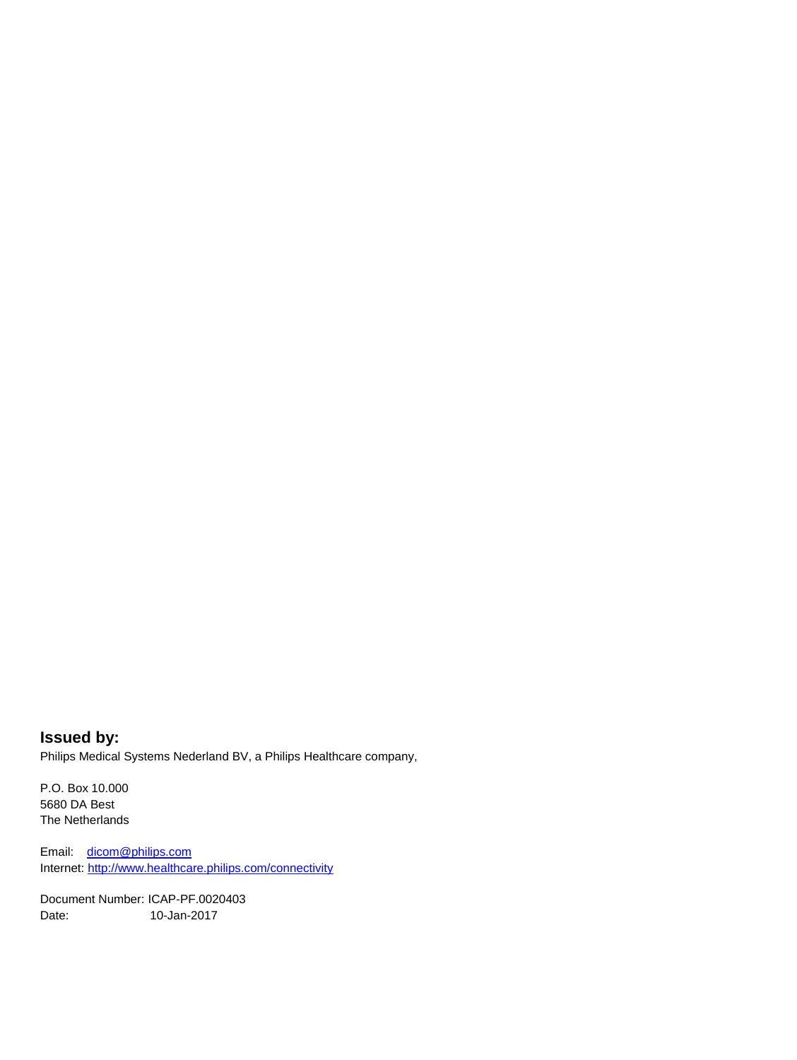**Issued by:**

Philips Medical Systems Nederland BV, a Philips Healthcare company,

P.O. Box 10.000
5680 DA Best
The Netherlands

Email: dicom@philips.com
Internet: http://www.healthcare.philips.com/connectivity

Document Number: ICAP-PF.0020403
Date: 10-Jan-2017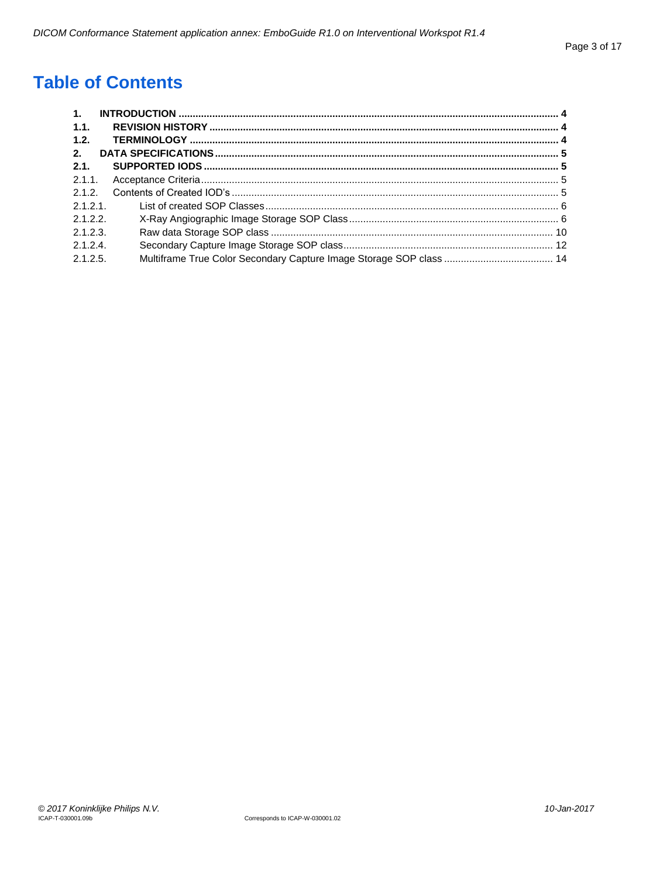# Table of Contents

**1. INTRODUCTION** .......... **4**

**1.1. REVISION HISTORY** .......... **4**

**1.2. TERMINOLOGY** .......... **4**

**2. DATA SPECIFICATIONS** .......... **5**

**2.1. SUPPORTED IODS** .......... **5**

2.1.1. Acceptance Criteria .......... 5

2.1.2. Contents of Created IOD's .......... 5

2.1.2.1. List of created SOP Classes .......... 6

2.1.2.2. X-Ray Angiographic Image Storage SOP Class .......... 6

2.1.2.3. Raw data Storage SOP class .......... 10

2.1.2.4. Secondary Capture Image Storage SOP class .......... 12

2.1.2.5. Multiframe True Color Secondary Capture Image Storage SOP class .......... 14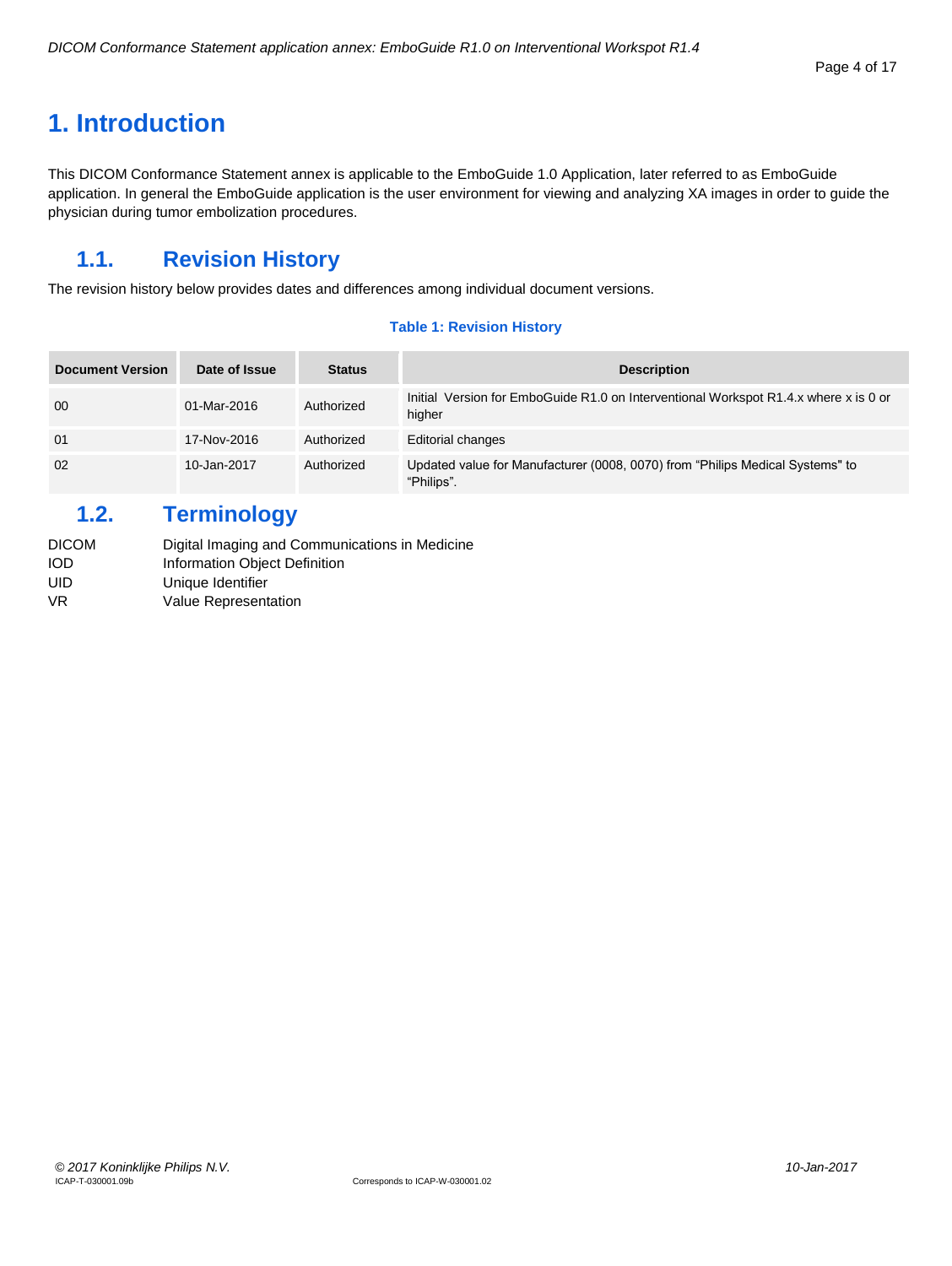# 1. Introduction

This DICOM Conformance Statement annex is applicable to the EmboGuide 1.0 Application, later referred to as EmboGuide application. In general the EmboGuide application is the user environment for viewing and analyzing XA images in order to guide the physician during tumor embolization procedures.

## 1.1. Revision History

The revision history below provides dates and differences among individual document versions.

**Table 1: Revision History**

| Document Version | Date of Issue | Status | Description |
|---|---|---|---|
| 00 | 01-Mar-2016 | Authorized | Initial Version for EmboGuide R1.0 on Interventional Workspot R1.4.x where x is 0 or higher |
| 01 | 17-Nov-2016 | Authorized | Editorial changes |
| 02 | 10-Jan-2017 | Authorized | Updated value for Manufacturer (0008, 0070) from “Philips Medical Systems" to “Philips”. |

## 1.2. Terminology

| | |
|---|---|
| DICOM | Digital Imaging and Communications in Medicine |
| IOD | Information Object Definition |
| UID | Unique Identifier |
| VR | Value Representation |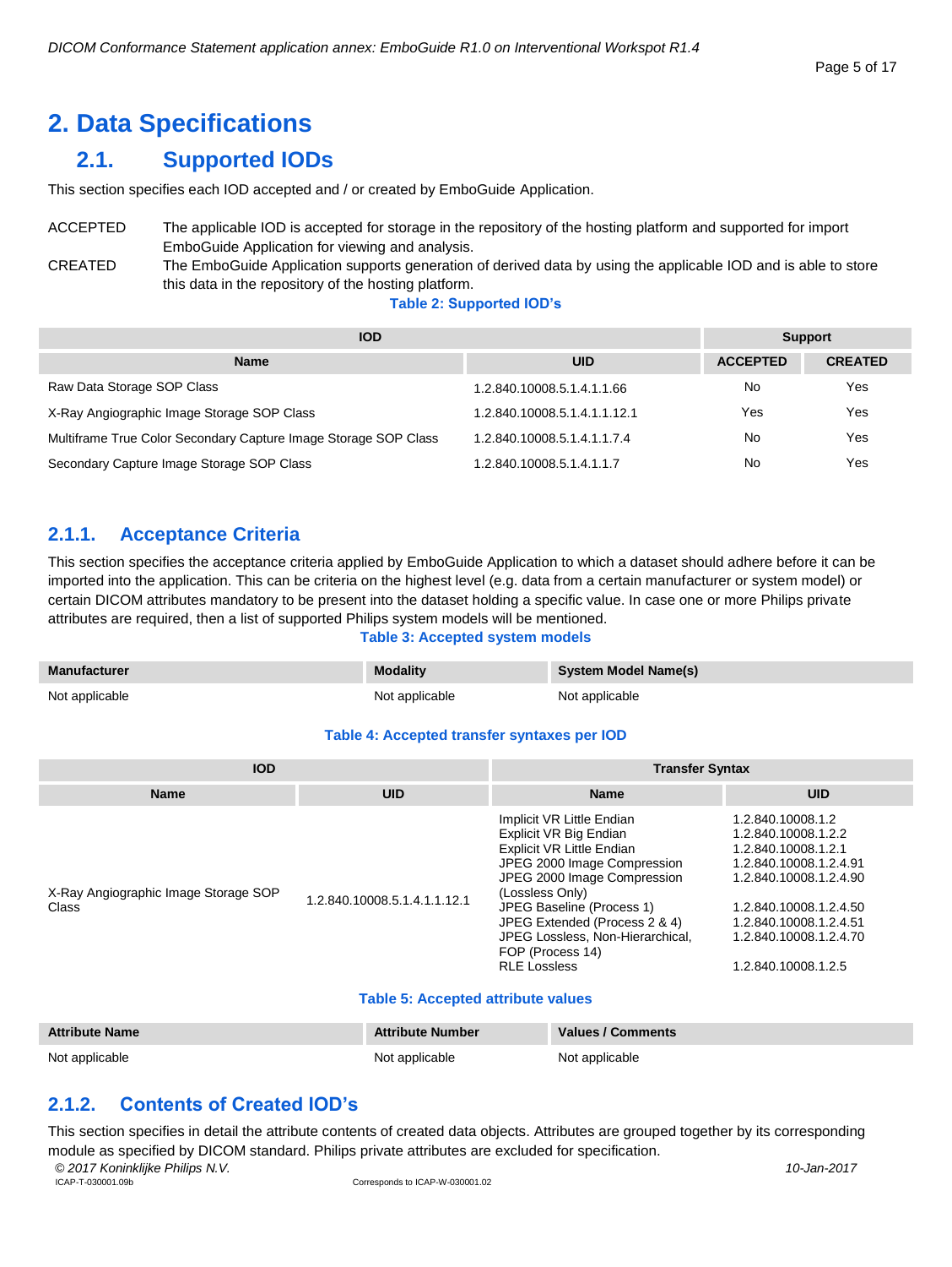# 2. Data Specifications

## 2.1. Supported IODs

This section specifies each IOD accepted and / or created by EmboGuide Application.

ACCEPTED — The applicable IOD is accepted for storage in the repository of the hosting platform and supported for import EmboGuide Application for viewing and analysis.

CREATED — The EmboGuide Application supports generation of derived data by using the applicable IOD and is able to store this data in the repository of the hosting platform.

**Table 2: Supported IOD's**

| IOD | | Support | |
|---|---|---|---|
| **Name** | **UID** | **ACCEPTED** | **CREATED** |
| Raw Data Storage SOP Class | 1.2.840.10008.5.1.4.1.1.66 | No | Yes |
| X-Ray Angiographic Image Storage SOP Class | 1.2.840.10008.5.1.4.1.1.12.1 | Yes | Yes |
| Multiframe True Color Secondary Capture Image Storage SOP Class | 1.2.840.10008.5.1.4.1.1.7.4 | No | Yes |
| Secondary Capture Image Storage SOP Class | 1.2.840.10008.5.1.4.1.1.7 | No | Yes |

### 2.1.1. Acceptance Criteria

This section specifies the acceptance criteria applied by EmboGuide Application to which a dataset should adhere before it can be imported into the application. This can be criteria on the highest level (e.g. data from a certain manufacturer or system model) or certain DICOM attributes mandatory to be present into the dataset holding a specific value. In case one or more Philips private attributes are required, then a list of supported Philips system models will be mentioned.

**Table 3: Accepted system models**

| Manufacturer | Modality | System Model Name(s) |
|---|---|---|
| Not applicable | Not applicable | Not applicable |

**Table 4: Accepted transfer syntaxes per IOD**

| IOD | | Transfer Syntax | |
|---|---|---|---|
| **Name** | **UID** | **Name** | **UID** |
| X-Ray Angiographic Image Storage SOP Class | 1.2.840.10008.5.1.4.1.1.12.1 | Implicit VR Little Endian | 1.2.840.10008.1.2 |
| | | Explicit VR Big Endian | 1.2.840.10008.1.2.2 |
| | | Explicit VR Little Endian | 1.2.840.10008.1.2.1 |
| | | JPEG 2000 Image Compression | 1.2.840.10008.1.2.4.91 |
| | | JPEG 2000 Image Compression (Lossless Only) | 1.2.840.10008.1.2.4.90 |
| | | JPEG Baseline (Process 1) | 1.2.840.10008.1.2.4.50 |
| | | JPEG Extended (Process 2 & 4) | 1.2.840.10008.1.2.4.51 |
| | | JPEG Lossless, Non-Hierarchical, FOP (Process 14) | 1.2.840.10008.1.2.4.70 |
| | | RLE Lossless | 1.2.840.10008.1.2.5 |

**Table 5: Accepted attribute values**

| Attribute Name | Attribute Number | Values / Comments |
|---|---|---|
| Not applicable | Not applicable | Not applicable |

### 2.1.2. Contents of Created IOD's

This section specifies in detail the attribute contents of created data objects. Attributes are grouped together by its corresponding module as specified by DICOM standard. Philips private attributes are excluded for specification.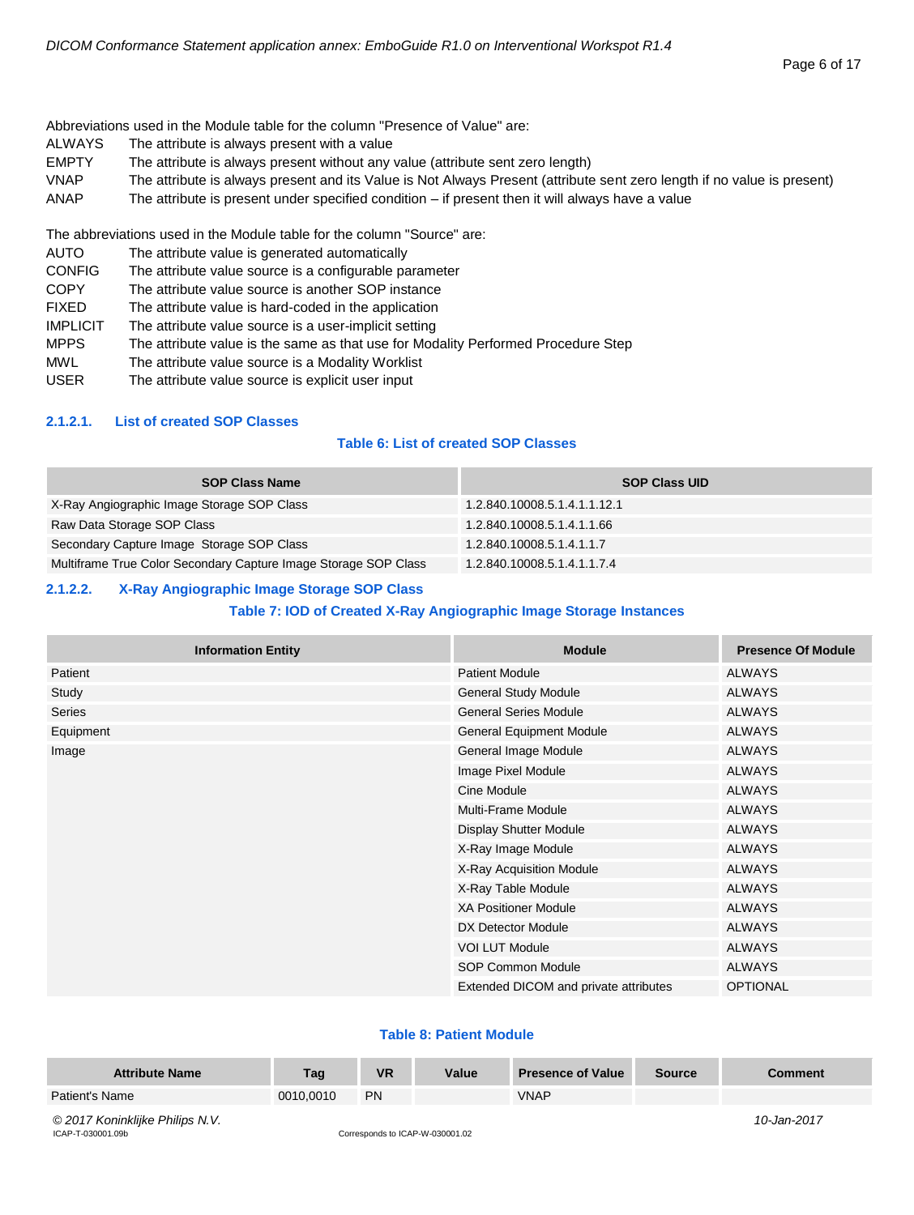Abbreviations used in the Module table for the column "Presence of Value" are:

| | |
|---|---|
| ALWAYS | The attribute is always present with a value |
| EMPTY | The attribute is always present without any value (attribute sent zero length) |
| VNAP | The attribute is always present and its Value is Not Always Present (attribute sent zero length if no value is present) |
| ANAP | The attribute is present under specified condition – if present then it will always have a value |

The abbreviations used in the Module table for the column "Source" are:

| | |
|---|---|
| AUTO | The attribute value is generated automatically |
| CONFIG | The attribute value source is a configurable parameter |
| COPY | The attribute value source is another SOP instance |
| FIXED | The attribute value is hard-coded in the application |
| IMPLICIT | The attribute value source is a user-implicit setting |
| MPPS | The attribute value is the same as that use for Modality Performed Procedure Step |
| MWL | The attribute value source is a Modality Worklist |
| USER | The attribute value source is explicit user input |

#### 2.1.2.1. List of created SOP Classes

**Table 6: List of created SOP Classes**

| SOP Class Name | SOP Class UID |
|---|---|
| X-Ray Angiographic Image Storage SOP Class | 1.2.840.10008.5.1.4.1.1.12.1 |
| Raw Data Storage SOP Class | 1.2.840.10008.5.1.4.1.1.66 |
| Secondary Capture Image Storage SOP Class | 1.2.840.10008.5.1.4.1.1.7 |
| Multiframe True Color Secondary Capture Image Storage SOP Class | 1.2.840.10008.5.1.4.1.1.7.4 |

#### 2.1.2.2. X-Ray Angiographic Image Storage SOP Class

**Table 7: IOD of Created X-Ray Angiographic Image Storage Instances**

| Information Entity | Module | Presence Of Module |
|---|---|---|
| Patient | Patient Module | ALWAYS |
| Study | General Study Module | ALWAYS |
| Series | General Series Module | ALWAYS |
| Equipment | General Equipment Module | ALWAYS |
| Image | General Image Module | ALWAYS |
| | Image Pixel Module | ALWAYS |
| | Cine Module | ALWAYS |
| | Multi-Frame Module | ALWAYS |
| | Display Shutter Module | ALWAYS |
| | X-Ray Image Module | ALWAYS |
| | X-Ray Acquisition Module | ALWAYS |
| | X-Ray Table Module | ALWAYS |
| | XA Positioner Module | ALWAYS |
| | DX Detector Module | ALWAYS |
| | VOI LUT Module | ALWAYS |
| | SOP Common Module | ALWAYS |
| | Extended DICOM and private attributes | OPTIONAL |

**Table 8: Patient Module**

| Attribute Name | Tag | VR | Value | Presence of Value | Source | Comment |
|---|---|---|---|---|---|---|
| Patient's Name | 0010,0010 | PN | | VNAP | | |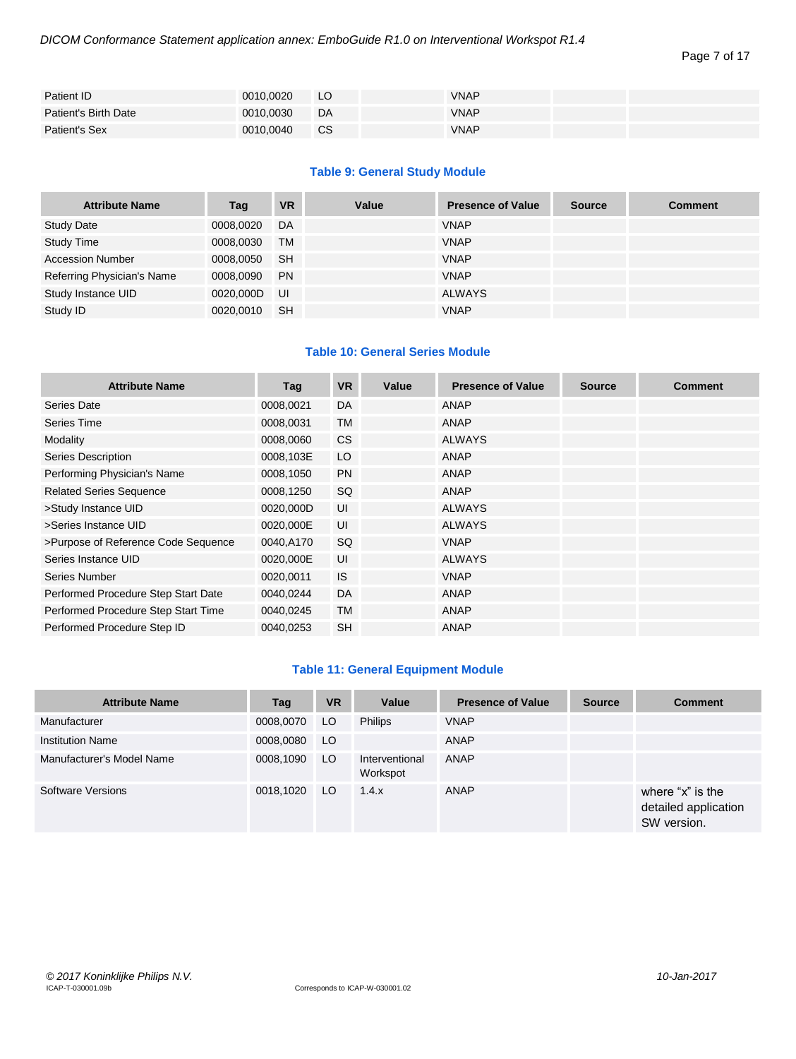| Patient ID | 0010,0020 | LO | | VNAP | | |
|---|---|---|---|---|---|---|
| Patient's Birth Date | 0010,0030 | DA | | VNAP | | |
| Patient's Sex | 0010,0040 | CS | | VNAP | | |

**Table 9: General Study Module**

| Attribute Name | Tag | VR | Value | Presence of Value | Source | Comment |
|---|---|---|---|---|---|---|
| Study Date | 0008,0020 | DA | | VNAP | | |
| Study Time | 0008,0030 | TM | | VNAP | | |
| Accession Number | 0008,0050 | SH | | VNAP | | |
| Referring Physician's Name | 0008,0090 | PN | | VNAP | | |
| Study Instance UID | 0020,000D | UI | | ALWAYS | | |
| Study ID | 0020,0010 | SH | | VNAP | | |

**Table 10: General Series Module**

| Attribute Name | Tag | VR | Value | Presence of Value | Source | Comment |
|---|---|---|---|---|---|---|
| Series Date | 0008,0021 | DA | | ANAP | | |
| Series Time | 0008,0031 | TM | | ANAP | | |
| Modality | 0008,0060 | CS | | ALWAYS | | |
| Series Description | 0008,103E | LO | | ANAP | | |
| Performing Physician's Name | 0008,1050 | PN | | ANAP | | |
| Related Series Sequence | 0008,1250 | SQ | | ANAP | | |
| >Study Instance UID | 0020,000D | UI | | ALWAYS | | |
| >Series Instance UID | 0020,000E | UI | | ALWAYS | | |
| >Purpose of Reference Code Sequence | 0040,A170 | SQ | | VNAP | | |
| Series Instance UID | 0020,000E | UI | | ALWAYS | | |
| Series Number | 0020,0011 | IS | | VNAP | | |
| Performed Procedure Step Start Date | 0040,0244 | DA | | ANAP | | |
| Performed Procedure Step Start Time | 0040,0245 | TM | | ANAP | | |
| Performed Procedure Step ID | 0040,0253 | SH | | ANAP | | |

**Table 11: General Equipment Module**

| Attribute Name | Tag | VR | Value | Presence of Value | Source | Comment |
|---|---|---|---|---|---|---|
| Manufacturer | 0008,0070 | LO | Philips | VNAP | | |
| Institution Name | 0008,0080 | LO | | ANAP | | |
| Manufacturer's Model Name | 0008,1090 | LO | Interventional Workspot | ANAP | | |
| Software Versions | 0018,1020 | LO | 1.4.x | ANAP | | where "x" is the detailed application SW version. |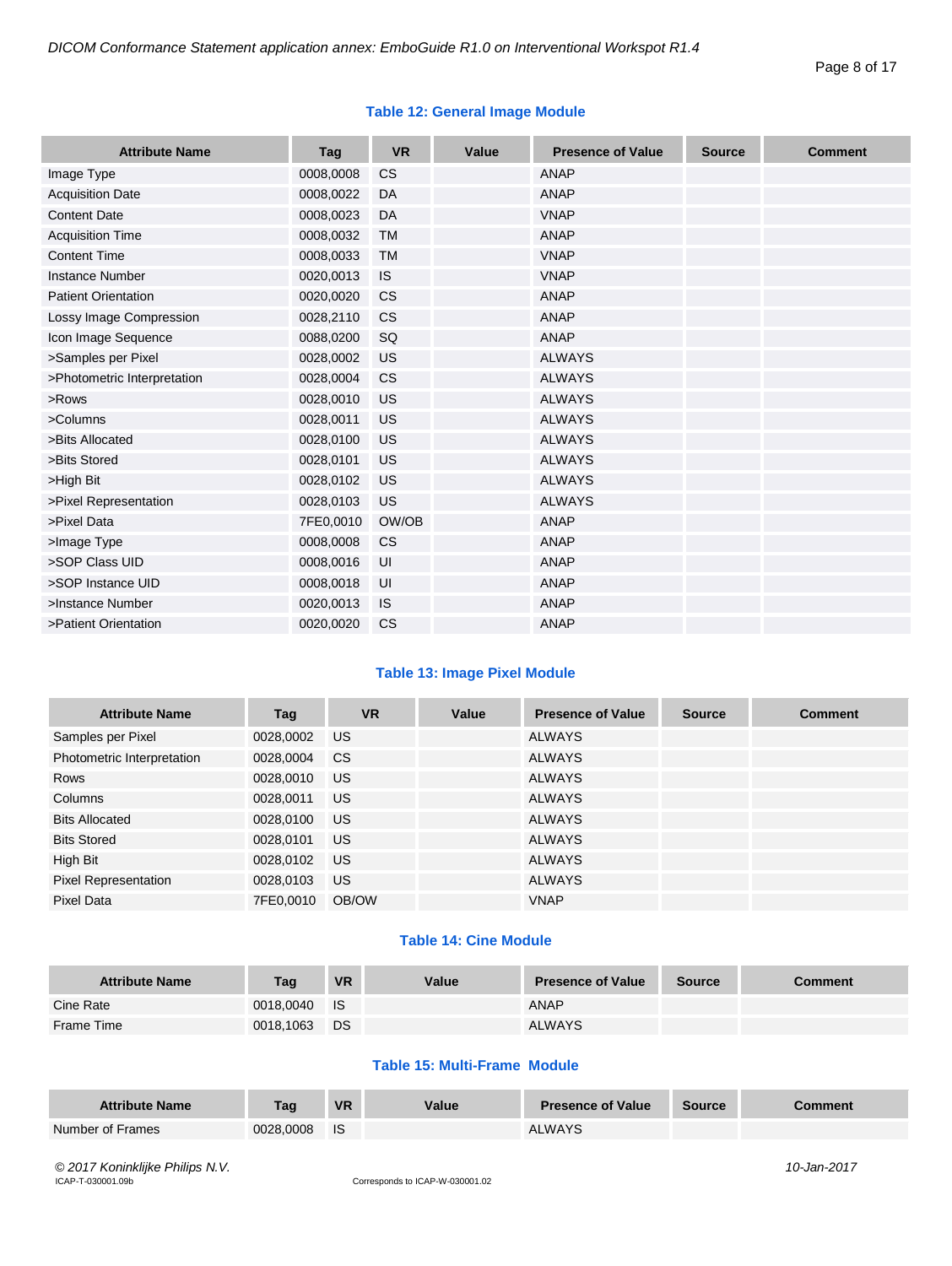**Table 12: General Image Module**

| Attribute Name | Tag | VR | Value | Presence of Value | Source | Comment |
|---|---|---|---|---|---|---|
| Image Type | 0008,0008 | CS | | ANAP | | |
| Acquisition Date | 0008,0022 | DA | | ANAP | | |
| Content Date | 0008,0023 | DA | | VNAP | | |
| Acquisition Time | 0008,0032 | TM | | ANAP | | |
| Content Time | 0008,0033 | TM | | VNAP | | |
| Instance Number | 0020,0013 | IS | | VNAP | | |
| Patient Orientation | 0020,0020 | CS | | ANAP | | |
| Lossy Image Compression | 0028,2110 | CS | | ANAP | | |
| Icon Image Sequence | 0088,0200 | SQ | | ANAP | | |
| >Samples per Pixel | 0028,0002 | US | | ALWAYS | | |
| >Photometric Interpretation | 0028,0004 | CS | | ALWAYS | | |
| >Rows | 0028,0010 | US | | ALWAYS | | |
| >Columns | 0028,0011 | US | | ALWAYS | | |
| >Bits Allocated | 0028,0100 | US | | ALWAYS | | |
| >Bits Stored | 0028,0101 | US | | ALWAYS | | |
| >High Bit | 0028,0102 | US | | ALWAYS | | |
| >Pixel Representation | 0028,0103 | US | | ALWAYS | | |
| >Pixel Data | 7FE0,0010 | OW/OB | | ANAP | | |
| >Image Type | 0008,0008 | CS | | ANAP | | |
| >SOP Class UID | 0008,0016 | UI | | ANAP | | |
| >SOP Instance UID | 0008,0018 | UI | | ANAP | | |
| >Instance Number | 0020,0013 | IS | | ANAP | | |
| >Patient Orientation | 0020,0020 | CS | | ANAP | | |

**Table 13: Image Pixel Module**

| Attribute Name | Tag | VR | Value | Presence of Value | Source | Comment |
|---|---|---|---|---|---|---|
| Samples per Pixel | 0028,0002 | US | | ALWAYS | | |
| Photometric Interpretation | 0028,0004 | CS | | ALWAYS | | |
| Rows | 0028,0010 | US | | ALWAYS | | |
| Columns | 0028,0011 | US | | ALWAYS | | |
| Bits Allocated | 0028,0100 | US | | ALWAYS | | |
| Bits Stored | 0028,0101 | US | | ALWAYS | | |
| High Bit | 0028,0102 | US | | ALWAYS | | |
| Pixel Representation | 0028,0103 | US | | ALWAYS | | |
| Pixel Data | 7FE0,0010 | OB/OW | | VNAP | | |

**Table 14: Cine Module**

| Attribute Name | Tag | VR | Value | Presence of Value | Source | Comment |
|---|---|---|---|---|---|---|
| Cine Rate | 0018,0040 | IS | | ANAP | | |
| Frame Time | 0018,1063 | DS | | ALWAYS | | |

**Table 15: Multi-Frame Module**

| Attribute Name | Tag | VR | Value | Presence of Value | Source | Comment |
|---|---|---|---|---|---|---|
| Number of Frames | 0028,0008 | IS | | ALWAYS | | |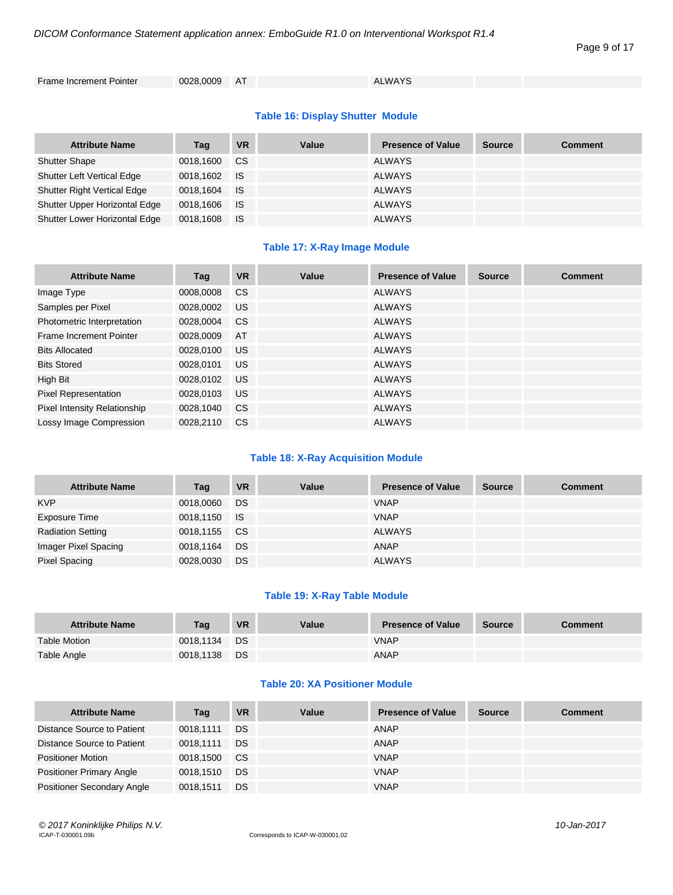| Frame Increment Pointer | 0028,0009 | AT | | ALWAYS | | |
|---|---|---|---|---|---|---|

**Table 16: Display Shutter Module**

| Attribute Name | Tag | VR | Value | Presence of Value | Source | Comment |
|---|---|---|---|---|---|---|
| Shutter Shape | 0018,1600 | CS | | ALWAYS | | |
| Shutter Left Vertical Edge | 0018,1602 | IS | | ALWAYS | | |
| Shutter Right Vertical Edge | 0018,1604 | IS | | ALWAYS | | |
| Shutter Upper Horizontal Edge | 0018,1606 | IS | | ALWAYS | | |
| Shutter Lower Horizontal Edge | 0018,1608 | IS | | ALWAYS | | |

**Table 17: X-Ray Image Module**

| Attribute Name | Tag | VR | Value | Presence of Value | Source | Comment |
|---|---|---|---|---|---|---|
| Image Type | 0008,0008 | CS | | ALWAYS | | |
| Samples per Pixel | 0028,0002 | US | | ALWAYS | | |
| Photometric Interpretation | 0028,0004 | CS | | ALWAYS | | |
| Frame Increment Pointer | 0028,0009 | AT | | ALWAYS | | |
| Bits Allocated | 0028,0100 | US | | ALWAYS | | |
| Bits Stored | 0028,0101 | US | | ALWAYS | | |
| High Bit | 0028,0102 | US | | ALWAYS | | |
| Pixel Representation | 0028,0103 | US | | ALWAYS | | |
| Pixel Intensity Relationship | 0028,1040 | CS | | ALWAYS | | |
| Lossy Image Compression | 0028,2110 | CS | | ALWAYS | | |

**Table 18: X-Ray Acquisition Module**

| Attribute Name | Tag | VR | Value | Presence of Value | Source | Comment |
|---|---|---|---|---|---|---|
| KVP | 0018,0060 | DS | | VNAP | | |
| Exposure Time | 0018,1150 | IS | | VNAP | | |
| Radiation Setting | 0018,1155 | CS | | ALWAYS | | |
| Imager Pixel Spacing | 0018,1164 | DS | | ANAP | | |
| Pixel Spacing | 0028,0030 | DS | | ALWAYS | | |

**Table 19: X-Ray Table Module**

| Attribute Name | Tag | VR | Value | Presence of Value | Source | Comment |
|---|---|---|---|---|---|---|
| Table Motion | 0018,1134 | DS | | VNAP | | |
| Table Angle | 0018,1138 | DS | | ANAP | | |

**Table 20: XA Positioner Module**

| Attribute Name | Tag | VR | Value | Presence of Value | Source | Comment |
|---|---|---|---|---|---|---|
| Distance Source to Patient | 0018,1111 | DS | | ANAP | | |
| Distance Source to Patient | 0018,1111 | DS | | ANAP | | |
| Positioner Motion | 0018,1500 | CS | | VNAP | | |
| Positioner Primary Angle | 0018,1510 | DS | | VNAP | | |
| Positioner Secondary Angle | 0018,1511 | DS | | VNAP | | |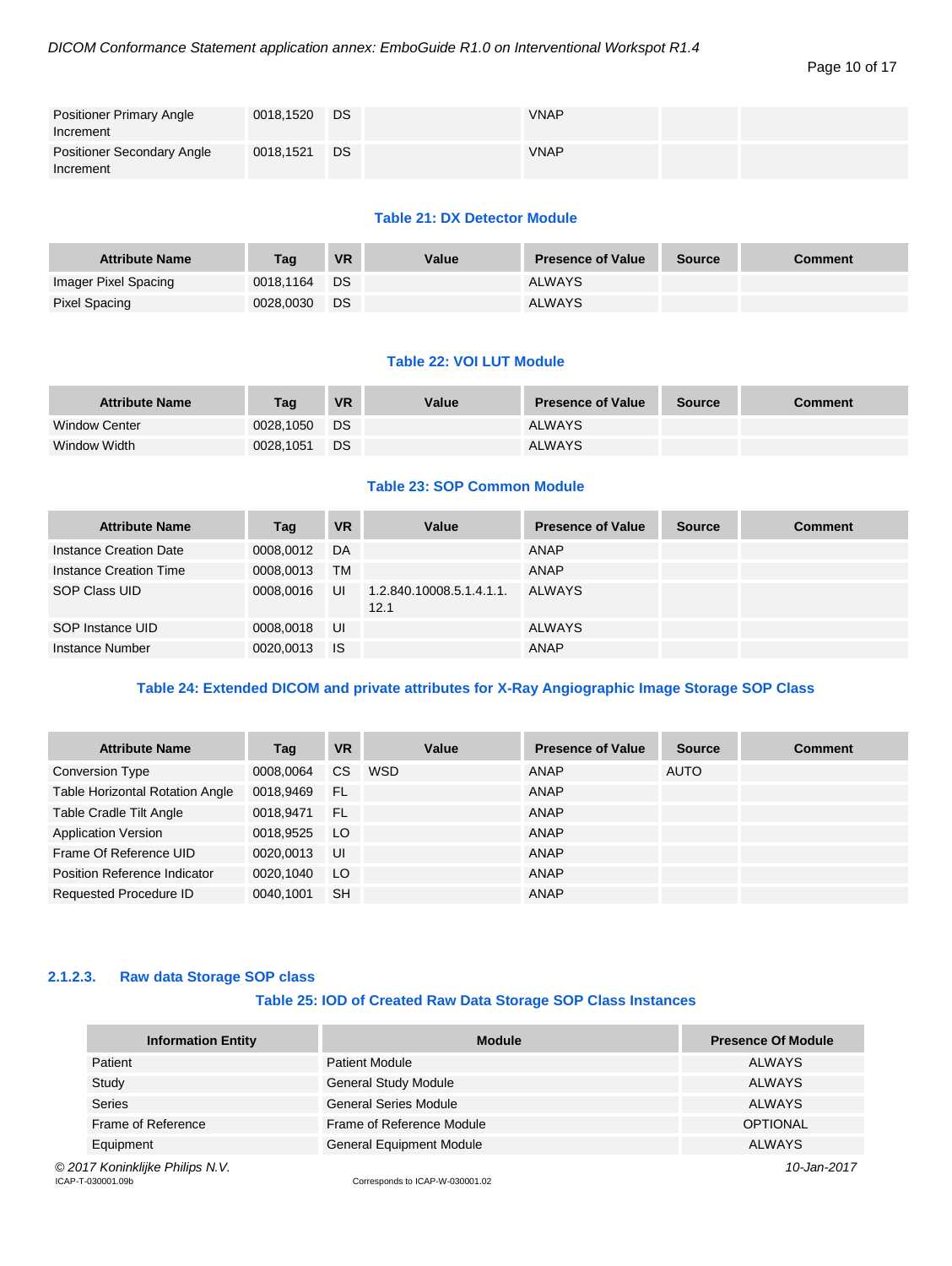| Attribute Name | Tag | VR | Value | Presence of Value | Source | Comment |
|---|---|---|---|---|---|---|
| Positioner Primary Angle Increment | 0018,1520 | DS | | VNAP | | |
| Positioner Secondary Angle Increment | 0018,1521 | DS | | VNAP | | |

**Table 21: DX Detector Module**

| Attribute Name | Tag | VR | Value | Presence of Value | Source | Comment |
|---|---|---|---|---|---|---|
| Imager Pixel Spacing | 0018,1164 | DS | | ALWAYS | | |
| Pixel Spacing | 0028,0030 | DS | | ALWAYS | | |

**Table 22: VOI LUT Module**

| Attribute Name | Tag | VR | Value | Presence of Value | Source | Comment |
|---|---|---|---|---|---|---|
| Window Center | 0028,1050 | DS | | ALWAYS | | |
| Window Width | 0028,1051 | DS | | ALWAYS | | |

**Table 23: SOP Common Module**

| Attribute Name | Tag | VR | Value | Presence of Value | Source | Comment |
|---|---|---|---|---|---|---|
| Instance Creation Date | 0008,0012 | DA | | ANAP | | |
| Instance Creation Time | 0008,0013 | TM | | ANAP | | |
| SOP Class UID | 0008,0016 | UI | 1.2.840.10008.5.1.4.1.1.12.1 | ALWAYS | | |
| SOP Instance UID | 0008,0018 | UI | | ALWAYS | | |
| Instance Number | 0020,0013 | IS | | ANAP | | |

**Table 24: Extended DICOM and private attributes for X-Ray Angiographic Image Storage SOP Class**

| Attribute Name | Tag | VR | Value | Presence of Value | Source | Comment |
|---|---|---|---|---|---|---|
| Conversion Type | 0008,0064 | CS | WSD | ANAP | AUTO | |
| Table Horizontal Rotation Angle | 0018,9469 | FL | | ANAP | | |
| Table Cradle Tilt Angle | 0018,9471 | FL | | ANAP | | |
| Application Version | 0018,9525 | LO | | ANAP | | |
| Frame Of Reference UID | 0020,0013 | UI | | ANAP | | |
| Position Reference Indicator | 0020,1040 | LO | | ANAP | | |
| Requested Procedure ID | 0040,1001 | SH | | ANAP | | |

### 2.1.2.3. Raw data Storage SOP class

**Table 25: IOD of Created Raw Data Storage SOP Class Instances**

| Information Entity | Module | Presence Of Module |
|---|---|---|
| Patient | Patient Module | ALWAYS |
| Study | General Study Module | ALWAYS |
| Series | General Series Module | ALWAYS |
| Frame of Reference | Frame of Reference Module | OPTIONAL |
| Equipment | General Equipment Module | ALWAYS |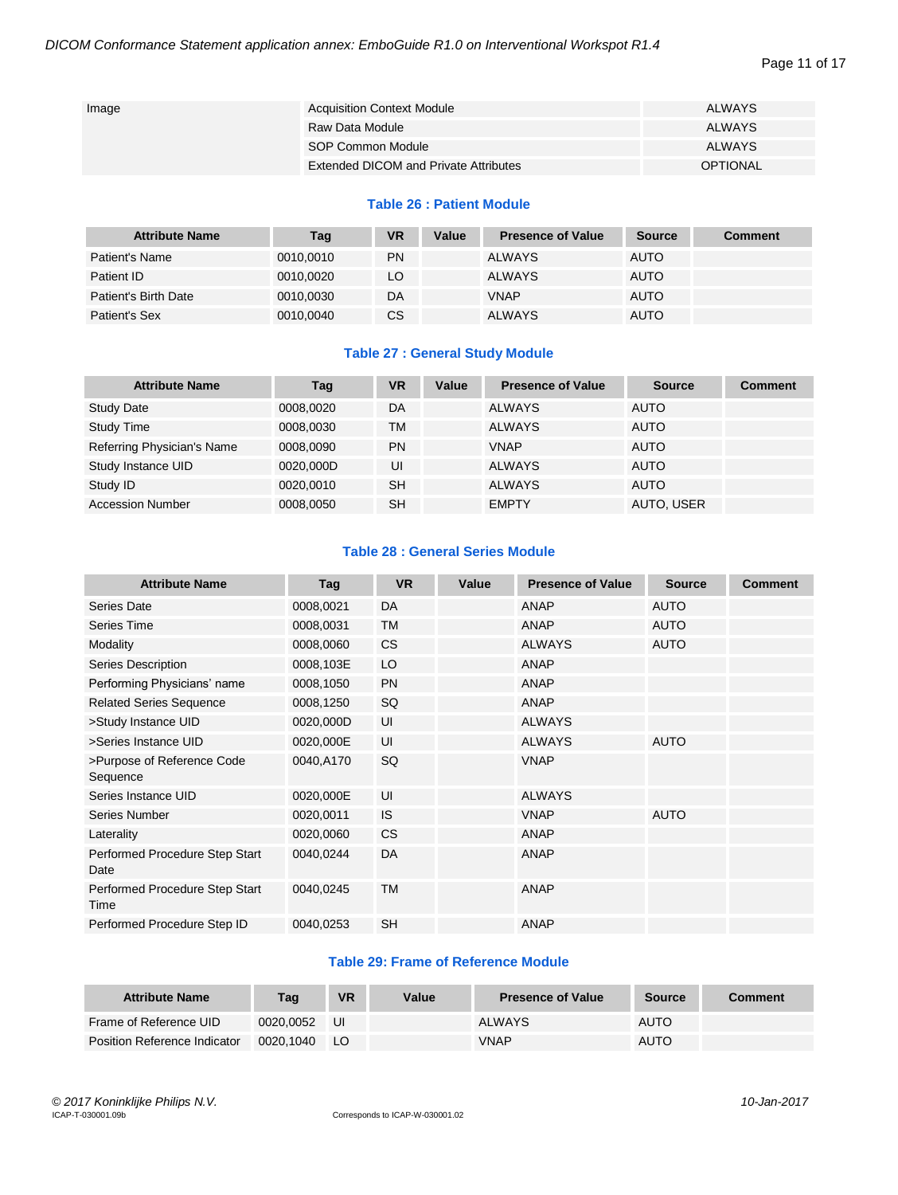| Image | Acquisition Context Module | ALWAYS |
|---|---|---|
| | Raw Data Module | ALWAYS |
| | SOP Common Module | ALWAYS |
| | Extended DICOM and Private Attributes | OPTIONAL |

**Table 26 : Patient Module**

| Attribute Name | Tag | VR | Value | Presence of Value | Source | Comment |
|---|---|---|---|---|---|---|
| Patient's Name | 0010,0010 | PN | | ALWAYS | AUTO | |
| Patient ID | 0010,0020 | LO | | ALWAYS | AUTO | |
| Patient's Birth Date | 0010,0030 | DA | | VNAP | AUTO | |
| Patient's Sex | 0010,0040 | CS | | ALWAYS | AUTO | |

**Table 27 : General Study Module**

| Attribute Name | Tag | VR | Value | Presence of Value | Source | Comment |
|---|---|---|---|---|---|---|
| Study Date | 0008,0020 | DA | | ALWAYS | AUTO | |
| Study Time | 0008,0030 | TM | | ALWAYS | AUTO | |
| Referring Physician's Name | 0008,0090 | PN | | VNAP | AUTO | |
| Study Instance UID | 0020,000D | UI | | ALWAYS | AUTO | |
| Study ID | 0020,0010 | SH | | ALWAYS | AUTO | |
| Accession Number | 0008,0050 | SH | | EMPTY | AUTO, USER | |

**Table 28 : General Series Module**

| Attribute Name | Tag | VR | Value | Presence of Value | Source | Comment |
|---|---|---|---|---|---|---|
| Series Date | 0008,0021 | DA | | ANAP | AUTO | |
| Series Time | 0008,0031 | TM | | ANAP | AUTO | |
| Modality | 0008,0060 | CS | | ALWAYS | AUTO | |
| Series Description | 0008,103E | LO | | ANAP | | |
| Performing Physicians' name | 0008,1050 | PN | | ANAP | | |
| Related Series Sequence | 0008,1250 | SQ | | ANAP | | |
| >Study Instance UID | 0020,000D | UI | | ALWAYS | | |
| >Series Instance UID | 0020,000E | UI | | ALWAYS | AUTO | |
| >Purpose of Reference Code Sequence | 0040,A170 | SQ | | VNAP | | |
| Series Instance UID | 0020,000E | UI | | ALWAYS | | |
| Series Number | 0020,0011 | IS | | VNAP | AUTO | |
| Laterality | 0020,0060 | CS | | ANAP | | |
| Performed Procedure Step Start Date | 0040,0244 | DA | | ANAP | | |
| Performed Procedure Step Start Time | 0040,0245 | TM | | ANAP | | |
| Performed Procedure Step ID | 0040,0253 | SH | | ANAP | | |

**Table 29: Frame of Reference Module**

| Attribute Name | Tag | VR | Value | Presence of Value | Source | Comment |
|---|---|---|---|---|---|---|
| Frame of Reference UID | 0020,0052 | UI | | ALWAYS | AUTO | |
| Position Reference Indicator | 0020,1040 | LO | | VNAP | AUTO | |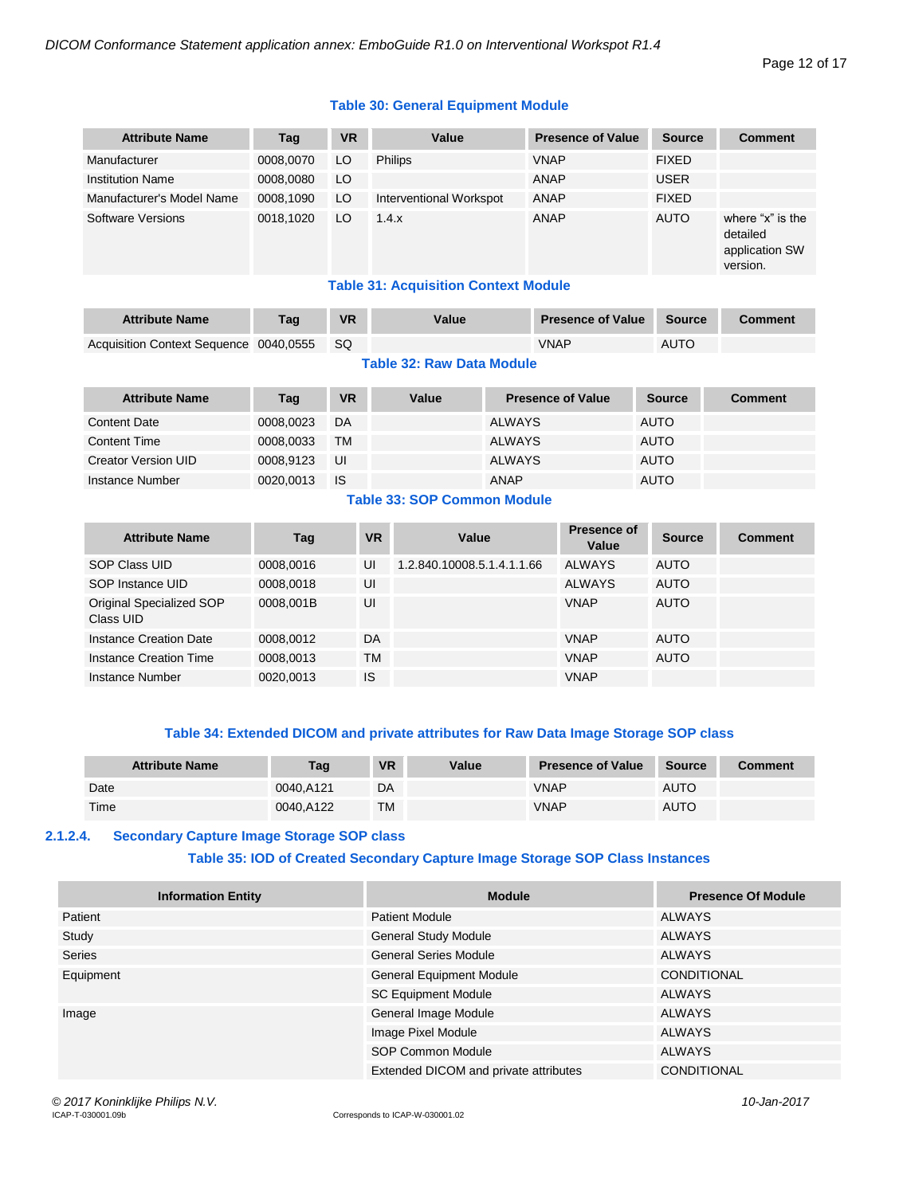**Table 30: General Equipment Module**

| Attribute Name | Tag | VR | Value | Presence of Value | Source | Comment |
|---|---|---|---|---|---|---|
| Manufacturer | 0008,0070 | LO | Philips | VNAP | FIXED | |
| Institution Name | 0008,0080 | LO | | ANAP | USER | |
| Manufacturer's Model Name | 0008,1090 | LO | Interventional Workspot | ANAP | FIXED | |
| Software Versions | 0018,1020 | LO | 1.4.x | ANAP | AUTO | where "x" is the detailed application SW version. |

**Table 31: Acquisition Context Module**

| Attribute Name | Tag | VR | Value | Presence of Value | Source | Comment |
|---|---|---|---|---|---|---|
| Acquisition Context Sequence | 0040,0555 | SQ | | VNAP | AUTO | |

**Table 32: Raw Data Module**

| Attribute Name | Tag | VR | Value | Presence of Value | Source | Comment |
|---|---|---|---|---|---|---|
| Content Date | 0008,0023 | DA | | ALWAYS | AUTO | |
| Content Time | 0008,0033 | TM | | ALWAYS | AUTO | |
| Creator Version UID | 0008,9123 | UI | | ALWAYS | AUTO | |
| Instance Number | 0020,0013 | IS | | ANAP | AUTO | |

**Table 33: SOP Common Module**

| Attribute Name | Tag | VR | Value | Presence of Value | Source | Comment |
|---|---|---|---|---|---|---|
| SOP Class UID | 0008,0016 | UI | 1.2.840.10008.5.1.4.1.1.66 | ALWAYS | AUTO | |
| SOP Instance UID | 0008,0018 | UI | | ALWAYS | AUTO | |
| Original Specialized SOP Class UID | 0008,001B | UI | | VNAP | AUTO | |
| Instance Creation Date | 0008,0012 | DA | | VNAP | AUTO | |
| Instance Creation Time | 0008,0013 | TM | | VNAP | AUTO | |
| Instance Number | 0020,0013 | IS | | VNAP | | |

**Table 34: Extended DICOM and private attributes for Raw Data Image Storage SOP class**

| Attribute Name | Tag | VR | Value | Presence of Value | Source | Comment |
|---|---|---|---|---|---|---|
| Date | 0040,A121 | DA | | VNAP | AUTO | |
| Time | 0040,A122 | TM | | VNAP | AUTO | |

### 2.1.2.4. Secondary Capture Image Storage SOP class

**Table 35: IOD of Created Secondary Capture Image Storage SOP Class Instances**

| Information Entity | Module | Presence Of Module |
|---|---|---|
| Patient | Patient Module | ALWAYS |
| Study | General Study Module | ALWAYS |
| Series | General Series Module | ALWAYS |
| Equipment | General Equipment Module | CONDITIONAL |
| | SC Equipment Module | ALWAYS |
| Image | General Image Module | ALWAYS |
| | Image Pixel Module | ALWAYS |
| | SOP Common Module | ALWAYS |
| | Extended DICOM and private attributes | CONDITIONAL |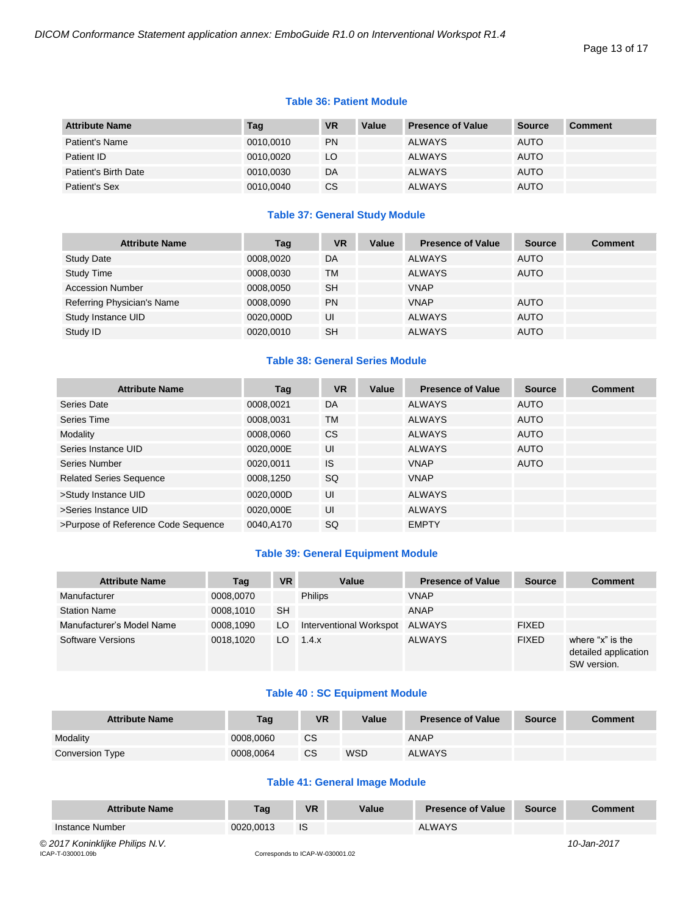**Table 36: Patient Module**

| Attribute Name | Tag | VR | Value | Presence of Value | Source | Comment |
|---|---|---|---|---|---|---|
| Patient's Name | 0010,0010 | PN | | ALWAYS | AUTO | |
| Patient ID | 0010,0020 | LO | | ALWAYS | AUTO | |
| Patient's Birth Date | 0010,0030 | DA | | ALWAYS | AUTO | |
| Patient's Sex | 0010,0040 | CS | | ALWAYS | AUTO | |

**Table 37: General Study Module**

| Attribute Name | Tag | VR | Value | Presence of Value | Source | Comment |
|---|---|---|---|---|---|---|
| Study Date | 0008,0020 | DA | | ALWAYS | AUTO | |
| Study Time | 0008,0030 | TM | | ALWAYS | AUTO | |
| Accession Number | 0008,0050 | SH | | VNAP | | |
| Referring Physician's Name | 0008,0090 | PN | | VNAP | AUTO | |
| Study Instance UID | 0020,000D | UI | | ALWAYS | AUTO | |
| Study ID | 0020,0010 | SH | | ALWAYS | AUTO | |

**Table 38: General Series Module**

| Attribute Name | Tag | VR | Value | Presence of Value | Source | Comment |
|---|---|---|---|---|---|---|
| Series Date | 0008,0021 | DA | | ALWAYS | AUTO | |
| Series Time | 0008,0031 | TM | | ALWAYS | AUTO | |
| Modality | 0008,0060 | CS | | ALWAYS | AUTO | |
| Series Instance UID | 0020,000E | UI | | ALWAYS | AUTO | |
| Series Number | 0020,0011 | IS | | VNAP | AUTO | |
| Related Series Sequence | 0008,1250 | SQ | | VNAP | | |
| >Study Instance UID | 0020,000D | UI | | ALWAYS | | |
| >Series Instance UID | 0020,000E | UI | | ALWAYS | | |
| >Purpose of Reference Code Sequence | 0040,A170 | SQ | | EMPTY | | |

**Table 39: General Equipment Module**

| Attribute Name | Tag | VR | Value | Presence of Value | Source | Comment |
|---|---|---|---|---|---|---|
| Manufacturer | 0008,0070 | | Philips | VNAP | | |
| Station Name | 0008,1010 | SH | | ANAP | | |
| Manufacturer's Model Name | 0008,1090 | LO | Interventional Workspot | ALWAYS | FIXED | |
| Software Versions | 0018,1020 | LO | 1.4.x | ALWAYS | FIXED | where "x" is the detailed application SW version. |

**Table 40 : SC Equipment Module**

| Attribute Name | Tag | VR | Value | Presence of Value | Source | Comment |
|---|---|---|---|---|---|---|
| Modality | 0008,0060 | CS | | ANAP | | |
| Conversion Type | 0008,0064 | CS | WSD | ALWAYS | | |

**Table 41: General Image Module**

| Attribute Name | Tag | VR | Value | Presence of Value | Source | Comment |
|---|---|---|---|---|---|---|
| Instance Number | 0020,0013 | IS | | ALWAYS | | |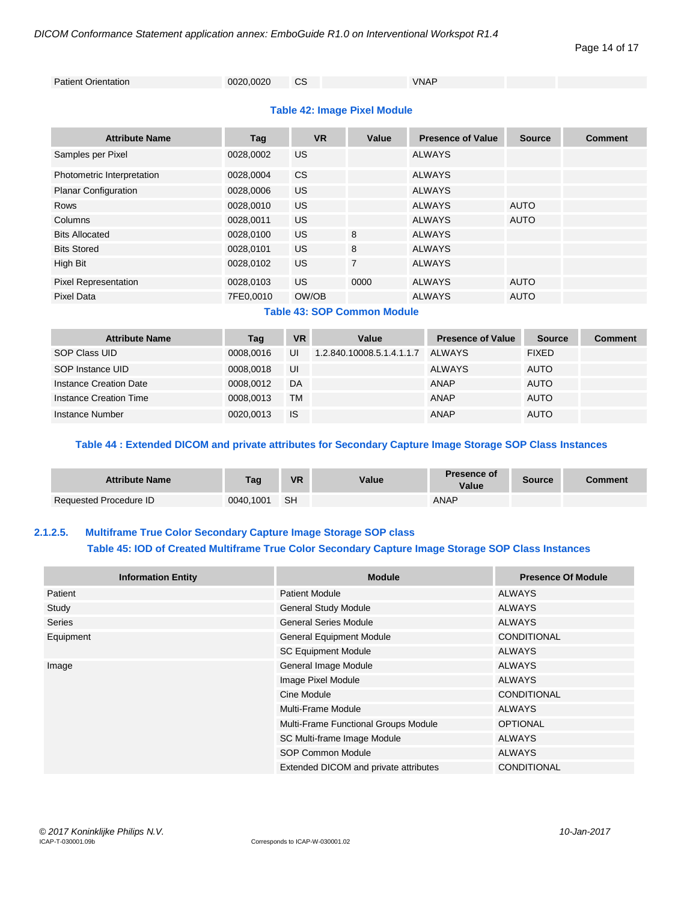| Patient Orientation | 0020,0020 | CS | | VNAP | | |
|---|---|---|---|---|---|---|

**Table 42: Image Pixel Module**

| Attribute Name | Tag | VR | Value | Presence of Value | Source | Comment |
|---|---|---|---|---|---|---|
| Samples per Pixel | 0028,0002 | US | | ALWAYS | | |
| Photometric Interpretation | 0028,0004 | CS | | ALWAYS | | |
| Planar Configuration | 0028,0006 | US | | ALWAYS | | |
| Rows | 0028,0010 | US | | ALWAYS | AUTO | |
| Columns | 0028,0011 | US | | ALWAYS | AUTO | |
| Bits Allocated | 0028,0100 | US | 8 | ALWAYS | | |
| Bits Stored | 0028,0101 | US | 8 | ALWAYS | | |
| High Bit | 0028,0102 | US | 7 | ALWAYS | | |
| Pixel Representation | 0028,0103 | US | 0000 | ALWAYS | AUTO | |
| Pixel Data | 7FE0,0010 | OW/OB | | ALWAYS | AUTO | |

**Table 43: SOP Common Module**

| Attribute Name | Tag | VR | Value | Presence of Value | Source | Comment |
|---|---|---|---|---|---|---|
| SOP Class UID | 0008,0016 | UI | 1.2.840.10008.5.1.4.1.1.7 | ALWAYS | FIXED | |
| SOP Instance UID | 0008,0018 | UI | | ALWAYS | AUTO | |
| Instance Creation Date | 0008,0012 | DA | | ANAP | AUTO | |
| Instance Creation Time | 0008,0013 | TM | | ANAP | AUTO | |
| Instance Number | 0020,0013 | IS | | ANAP | AUTO | |

**Table 44 : Extended DICOM and private attributes for Secondary Capture Image Storage SOP Class Instances**

| Attribute Name | Tag | VR | Value | Presence of Value | Source | Comment |
|---|---|---|---|---|---|---|
| Requested Procedure ID | 0040,1001 | SH | | ANAP | | |

### 2.1.2.5. Multiframe True Color Secondary Capture Image Storage SOP class

**Table 45: IOD of Created Multiframe True Color Secondary Capture Image Storage SOP Class Instances**

| Information Entity | Module | Presence Of Module |
|---|---|---|
| Patient | Patient Module | ALWAYS |
| Study | General Study Module | ALWAYS |
| Series | General Series Module | ALWAYS |
| Equipment | General Equipment Module | CONDITIONAL |
| | SC Equipment Module | ALWAYS |
| Image | General Image Module | ALWAYS |
| | Image Pixel Module | ALWAYS |
| | Cine Module | CONDITIONAL |
| | Multi-Frame Module | ALWAYS |
| | Multi-Frame Functional Groups Module | OPTIONAL |
| | SC Multi-frame Image Module | ALWAYS |
| | SOP Common Module | ALWAYS |
| | Extended DICOM and private attributes | CONDITIONAL |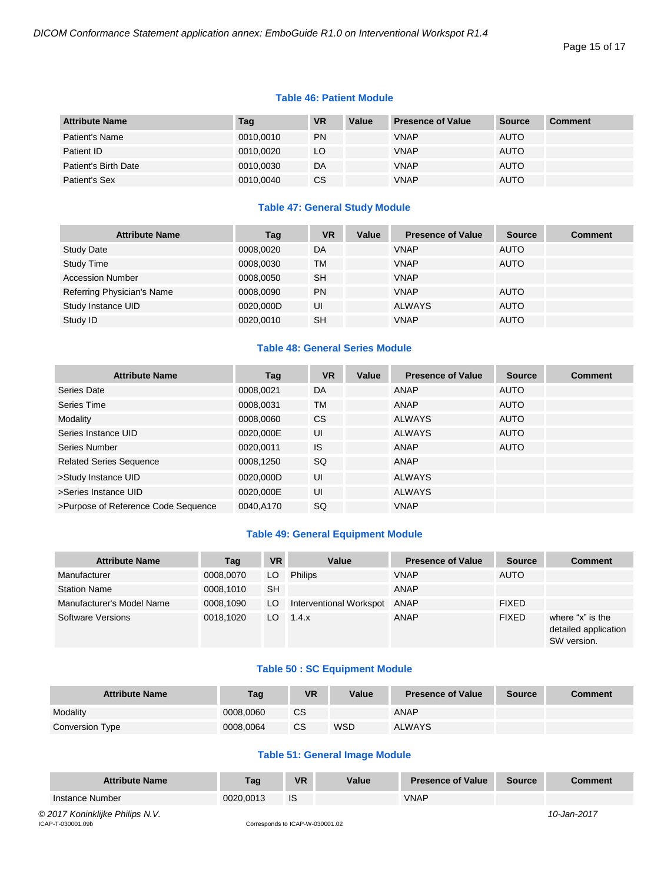**Table 46: Patient Module**

| Attribute Name | Tag | VR | Value | Presence of Value | Source | Comment |
|---|---|---|---|---|---|---|
| Patient's Name | 0010,0010 | PN | | VNAP | AUTO | |
| Patient ID | 0010,0020 | LO | | VNAP | AUTO | |
| Patient's Birth Date | 0010,0030 | DA | | VNAP | AUTO | |
| Patient's Sex | 0010,0040 | CS | | VNAP | AUTO | |

**Table 47: General Study Module**

| Attribute Name | Tag | VR | Value | Presence of Value | Source | Comment |
|---|---|---|---|---|---|---|
| Study Date | 0008,0020 | DA | | VNAP | AUTO | |
| Study Time | 0008,0030 | TM | | VNAP | AUTO | |
| Accession Number | 0008,0050 | SH | | VNAP | | |
| Referring Physician's Name | 0008,0090 | PN | | VNAP | AUTO | |
| Study Instance UID | 0020,000D | UI | | ALWAYS | AUTO | |
| Study ID | 0020,0010 | SH | | VNAP | AUTO | |

**Table 48: General Series Module**

| Attribute Name | Tag | VR | Value | Presence of Value | Source | Comment |
|---|---|---|---|---|---|---|
| Series Date | 0008,0021 | DA | | ANAP | AUTO | |
| Series Time | 0008,0031 | TM | | ANAP | AUTO | |
| Modality | 0008,0060 | CS | | ALWAYS | AUTO | |
| Series Instance UID | 0020,000E | UI | | ALWAYS | AUTO | |
| Series Number | 0020,0011 | IS | | ANAP | AUTO | |
| Related Series Sequence | 0008,1250 | SQ | | ANAP | | |
| >Study Instance UID | 0020,000D | UI | | ALWAYS | | |
| >Series Instance UID | 0020,000E | UI | | ALWAYS | | |
| >Purpose of Reference Code Sequence | 0040,A170 | SQ | | VNAP | | |

**Table 49: General Equipment Module**

| Attribute Name | Tag | VR | Value | Presence of Value | Source | Comment |
|---|---|---|---|---|---|---|
| Manufacturer | 0008,0070 | LO | Philips | VNAP | AUTO | |
| Station Name | 0008,1010 | SH | | ANAP | | |
| Manufacturer's Model Name | 0008,1090 | LO | Interventional Workspot | ANAP | FIXED | |
| Software Versions | 0018,1020 | LO | 1.4.x | ANAP | FIXED | where “x” is the detailed application SW version. |

**Table 50 : SC Equipment Module**

| Attribute Name | Tag | VR | Value | Presence of Value | Source | Comment |
|---|---|---|---|---|---|---|
| Modality | 0008,0060 | CS | | ANAP | | |
| Conversion Type | 0008,0064 | CS | WSD | ALWAYS | | |

**Table 51: General Image Module**

| Attribute Name | Tag | VR | Value | Presence of Value | Source | Comment |
|---|---|---|---|---|---|---|
| Instance Number | 0020,0013 | IS | | VNAP | | |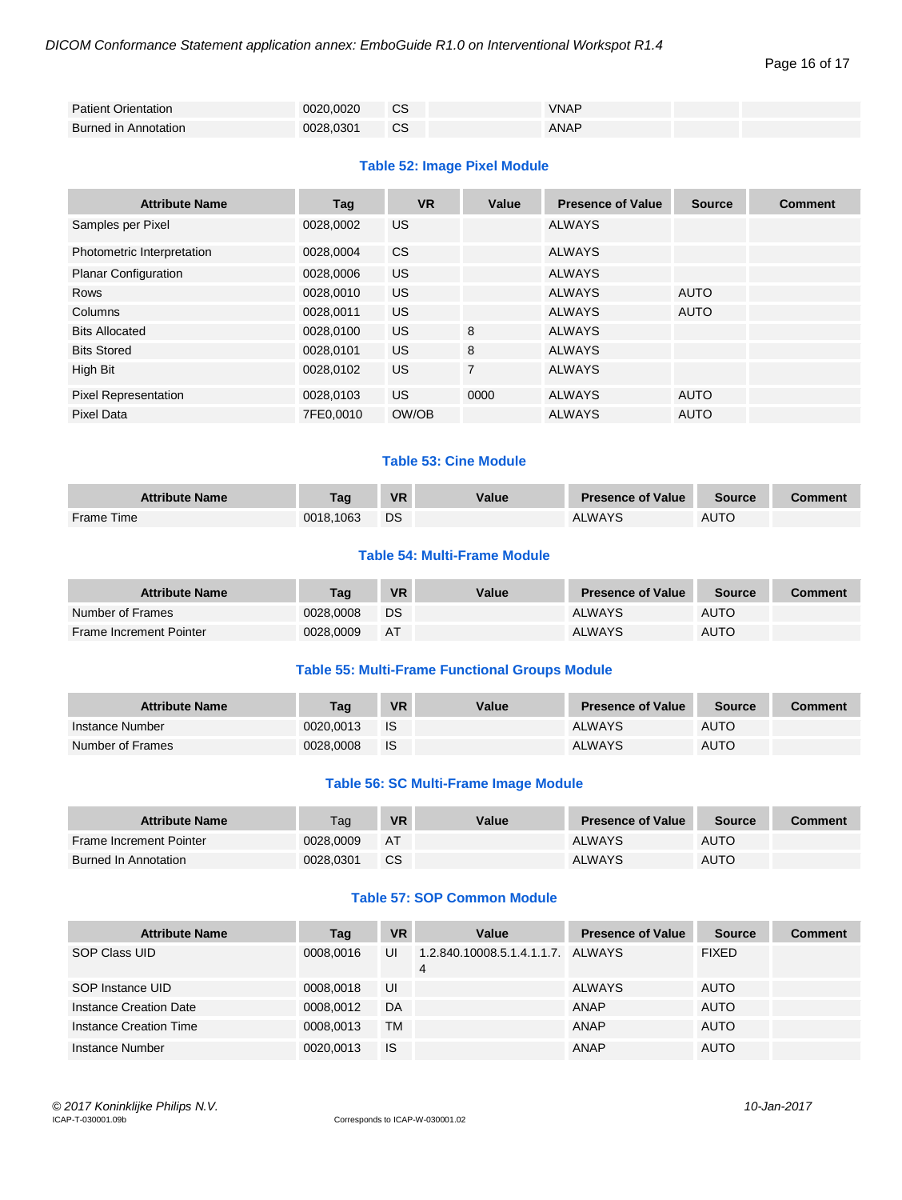| Patient Orientation | 0020,0020 | CS | | VNAP | | |
|---|---|---|---|---|---|---|
| Burned in Annotation | 0028,0301 | CS | | ANAP | | |

### Table 52: Image Pixel Module

| Attribute Name | Tag | VR | Value | Presence of Value | Source | Comment |
|---|---|---|---|---|---|---|
| Samples per Pixel | 0028,0002 | US | | ALWAYS | | |
| Photometric Interpretation | 0028,0004 | CS | | ALWAYS | | |
| Planar Configuration | 0028,0006 | US | | ALWAYS | | |
| Rows | 0028,0010 | US | | ALWAYS | AUTO | |
| Columns | 0028,0011 | US | | ALWAYS | AUTO | |
| Bits Allocated | 0028,0100 | US | 8 | ALWAYS | | |
| Bits Stored | 0028,0101 | US | 8 | ALWAYS | | |
| High Bit | 0028,0102 | US | 7 | ALWAYS | | |
| Pixel Representation | 0028,0103 | US | 0000 | ALWAYS | AUTO | |
| Pixel Data | 7FE0,0010 | OW/OB | | ALWAYS | AUTO | |

### Table 53: Cine Module

| Attribute Name | Tag | VR | Value | Presence of Value | Source | Comment |
|---|---|---|---|---|---|---|
| Frame Time | 0018,1063 | DS | | ALWAYS | AUTO | |

### Table 54: Multi-Frame Module

| Attribute Name | Tag | VR | Value | Presence of Value | Source | Comment |
|---|---|---|---|---|---|---|
| Number of Frames | 0028,0008 | DS | | ALWAYS | AUTO | |
| Frame Increment Pointer | 0028,0009 | AT | | ALWAYS | AUTO | |

### Table 55: Multi-Frame Functional Groups Module

| Attribute Name | Tag | VR | Value | Presence of Value | Source | Comment |
|---|---|---|---|---|---|---|
| Instance Number | 0020,0013 | IS | | ALWAYS | AUTO | |
| Number of Frames | 0028,0008 | IS | | ALWAYS | AUTO | |

### Table 56: SC Multi-Frame Image Module

| Attribute Name | Tag | VR | Value | Presence of Value | Source | Comment |
|---|---|---|---|---|---|---|
| Frame Increment Pointer | 0028,0009 | AT | | ALWAYS | AUTO | |
| Burned In Annotation | 0028,0301 | CS | | ALWAYS | AUTO | |

### Table 57: SOP Common Module

| Attribute Name | Tag | VR | Value | Presence of Value | Source | Comment |
|---|---|---|---|---|---|---|
| SOP Class UID | 0008,0016 | UI | 1.2.840.10008.5.1.4.1.1.7.4 | ALWAYS | FIXED | |
| SOP Instance UID | 0008,0018 | UI | | ALWAYS | AUTO | |
| Instance Creation Date | 0008,0012 | DA | | ANAP | AUTO | |
| Instance Creation Time | 0008,0013 | TM | | ANAP | AUTO | |
| Instance Number | 0020,0013 | IS | | ANAP | AUTO | |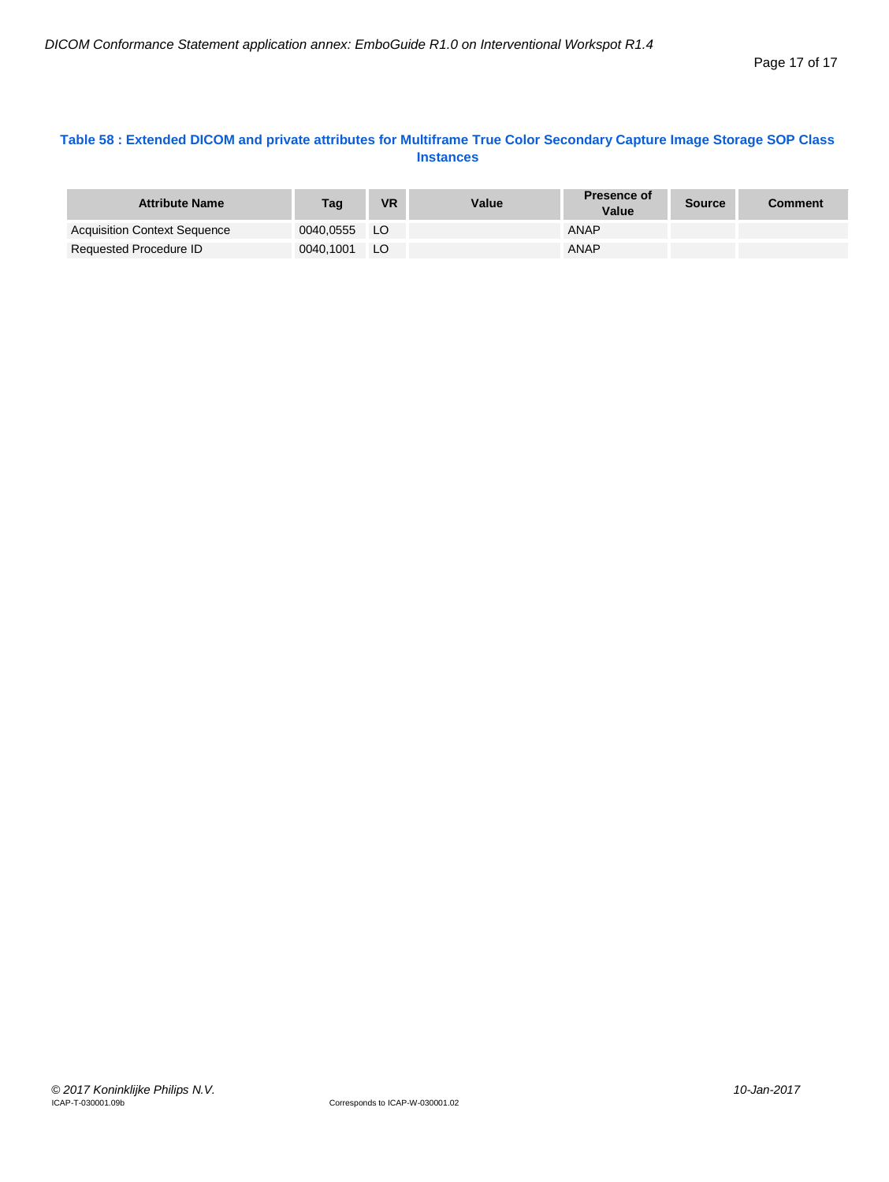**Table 58 : Extended DICOM and private attributes for Multiframe True Color Secondary Capture Image Storage SOP Class Instances**

| Attribute Name | Tag | VR | Value | Presence of Value | Source | Comment |
|---|---|---|---|---|---|---|
| Acquisition Context Sequence | 0040,0555 | LO | | ANAP | | |
| Requested Procedure ID | 0040,1001 | LO | | ANAP | | |